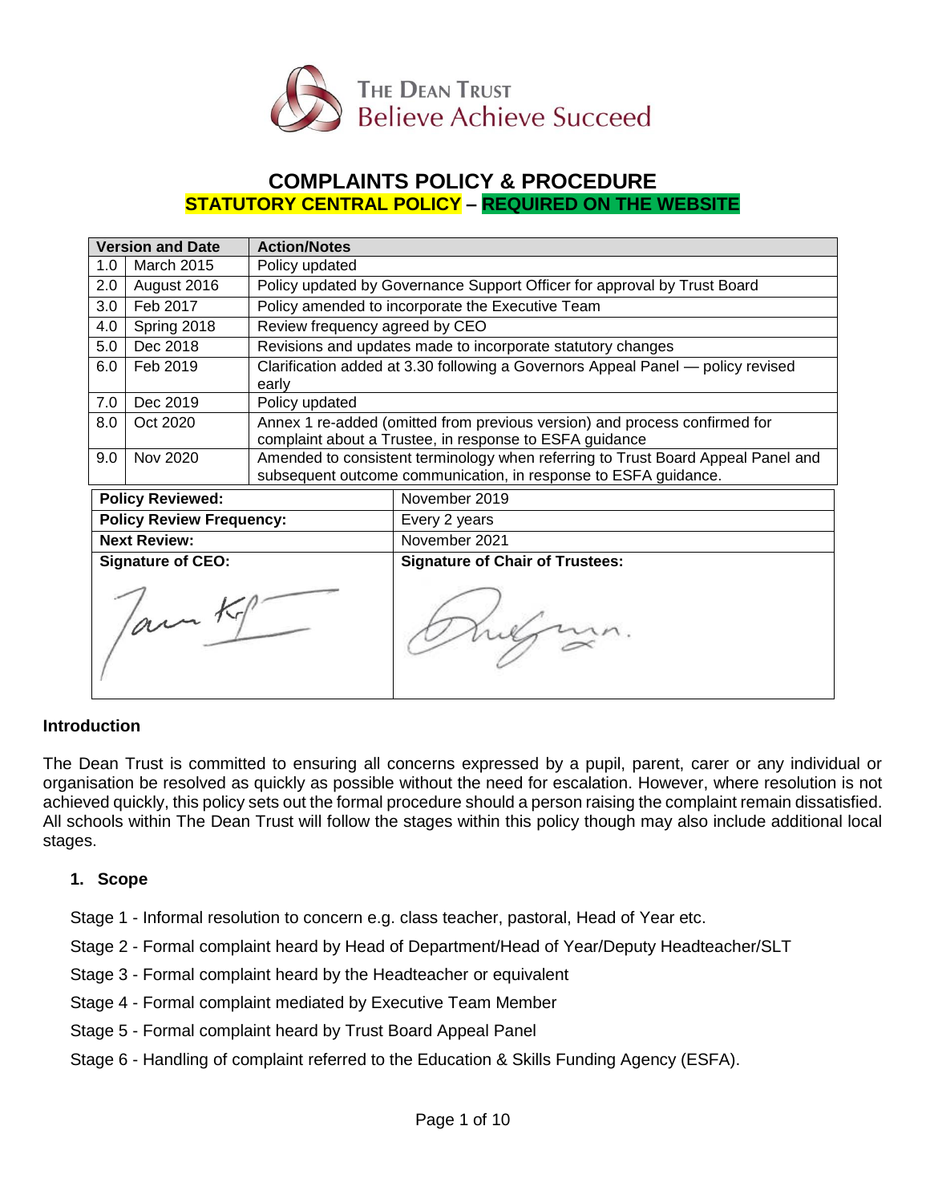The Dean Trust
Believe Achieve Succeed

# COMPLAINTS POLICY & PROCEDURE

**STATUTORY CENTRAL POLICY – REQUIRED ON THE WEBSITE**

| Version and Date | | Action/Notes |
|---|---|---|
| 1.0 | March 2015 | Policy updated |
| 2.0 | August 2016 | Policy updated by Governance Support Officer for approval by Trust Board |
| 3.0 | Feb 2017 | Policy amended to incorporate the Executive Team |
| 4.0 | Spring 2018 | Review frequency agreed by CEO |
| 5.0 | Dec 2018 | Revisions and updates made to incorporate statutory changes |
| 6.0 | Feb 2019 | Clarification added at 3.30 following a Governors Appeal Panel — policy revised early |
| 7.0 | Dec 2019 | Policy updated |
| 8.0 | Oct 2020 | Annex 1 re-added (omitted from previous version) and process confirmed for complaint about a Trustee, in response to ESFA guidance |
| 9.0 | Nov 2020 | Amended to consistent terminology when referring to Trust Board Appeal Panel and subsequent outcome communication, in response to ESFA guidance. |

| **Policy Reviewed:** | November 2019 |
|---|---|
| **Policy Review Frequency:** | Every 2 years |
| **Next Review:** | November 2021 |
| **Signature of CEO:** | **Signature of Chair of Trustees:** |

## Introduction

The Dean Trust is committed to ensuring all concerns expressed by a pupil, parent, carer or any individual or organisation be resolved as quickly as possible without the need for escalation. However, where resolution is not achieved quickly, this policy sets out the formal procedure should a person raising the complaint remain dissatisfied. All schools within The Dean Trust will follow the stages within this policy though may also include additional local stages.

### 1. Scope

Stage 1 - Informal resolution to concern e.g. class teacher, pastoral, Head of Year etc.

Stage 2 - Formal complaint heard by Head of Department/Head of Year/Deputy Headteacher/SLT

Stage 3 - Formal complaint heard by the Headteacher or equivalent

Stage 4 - Formal complaint mediated by Executive Team Member

Stage 5 - Formal complaint heard by Trust Board Appeal Panel

Stage 6 - Handling of complaint referred to the Education & Skills Funding Agency (ESFA).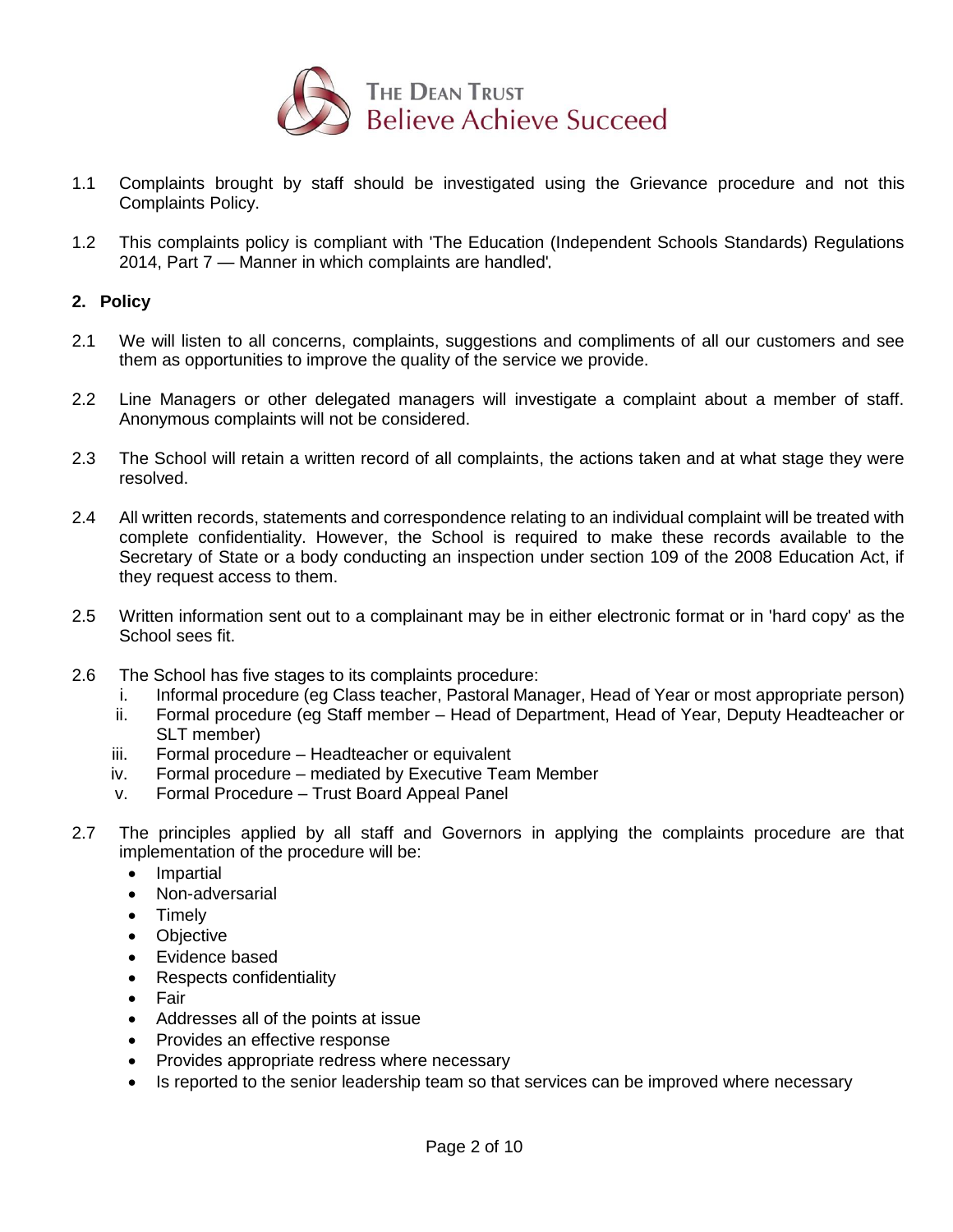1.1 Complaints brought by staff should be investigated using the Grievance procedure and not this Complaints Policy.

1.2 This complaints policy is compliant with 'The Education (Independent Schools Standards) Regulations 2014, Part 7 — Manner in which complaints are handled'.

## 2. Policy

2.1 We will listen to all concerns, complaints, suggestions and compliments of all our customers and see them as opportunities to improve the quality of the service we provide.

2.2 Line Managers or other delegated managers will investigate a complaint about a member of staff. Anonymous complaints will not be considered.

2.3 The School will retain a written record of all complaints, the actions taken and at what stage they were resolved.

2.4 All written records, statements and correspondence relating to an individual complaint will be treated with complete confidentiality. However, the School is required to make these records available to the Secretary of State or a body conducting an inspection under section 109 of the 2008 Education Act, if they request access to them.

2.5 Written information sent out to a complainant may be in either electronic format or in 'hard copy' as the School sees fit.

2.6 The School has five stages to its complaints procedure:

i. Informal procedure (eg Class teacher, Pastoral Manager, Head of Year or most appropriate person)
ii. Formal procedure (eg Staff member – Head of Department, Head of Year, Deputy Headteacher or SLT member)
iii. Formal procedure – Headteacher or equivalent
iv. Formal procedure – mediated by Executive Team Member
v. Formal Procedure – Trust Board Appeal Panel

2.7 The principles applied by all staff and Governors in applying the complaints procedure are that implementation of the procedure will be:

- Impartial
- Non-adversarial
- Timely
- Objective
- Evidence based
- Respects confidentiality
- Fair
- Addresses all of the points at issue
- Provides an effective response
- Provides appropriate redress where necessary
- Is reported to the senior leadership team so that services can be improved where necessary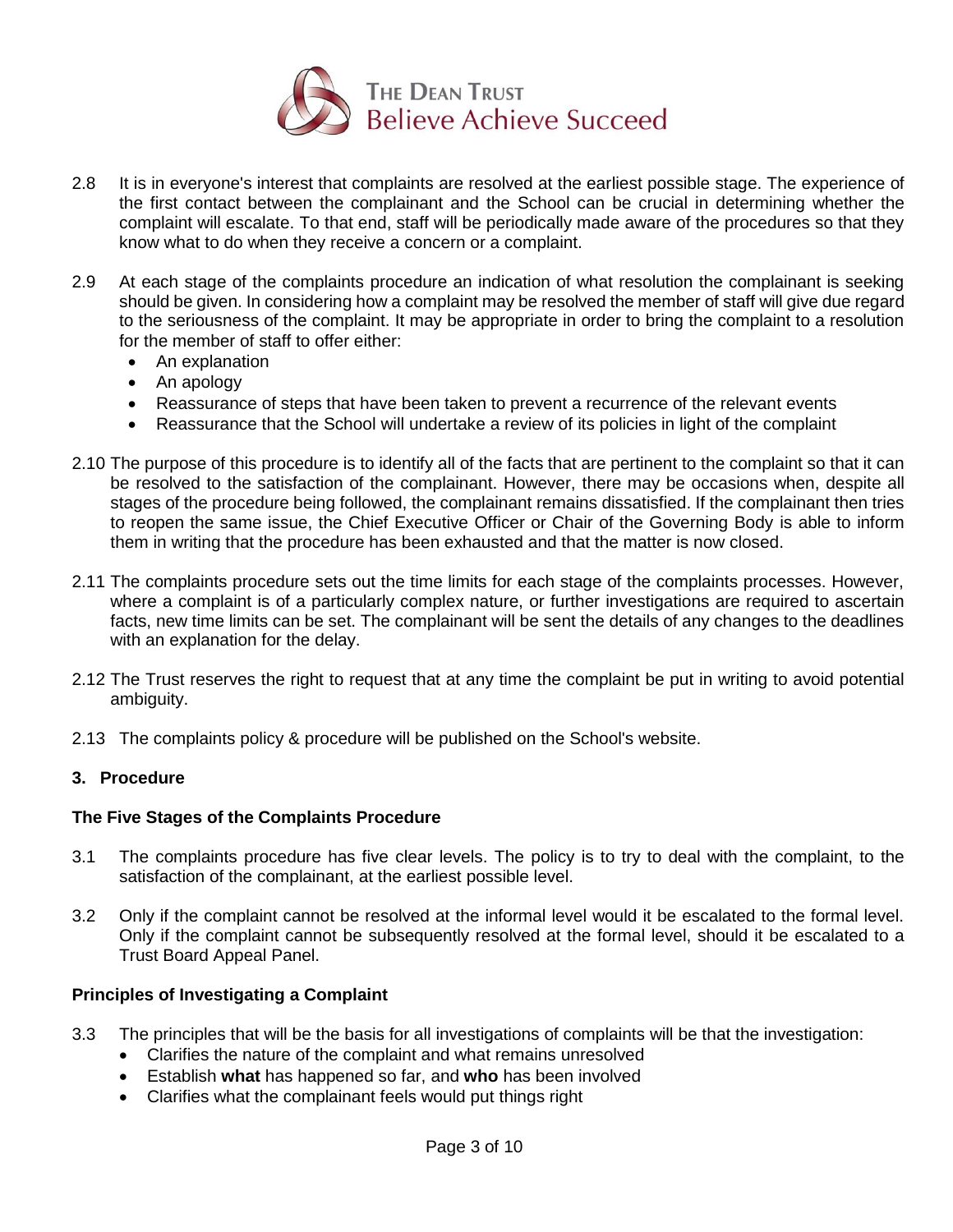2.8 It is in everyone's interest that complaints are resolved at the earliest possible stage. The experience of the first contact between the complainant and the School can be crucial in determining whether the complaint will escalate. To that end, staff will be periodically made aware of the procedures so that they know what to do when they receive a concern or a complaint.

2.9 At each stage of the complaints procedure an indication of what resolution the complainant is seeking should be given. In considering how a complaint may be resolved the member of staff will give due regard to the seriousness of the complaint. It may be appropriate in order to bring the complaint to a resolution for the member of staff to offer either:

- An explanation
- An apology
- Reassurance of steps that have been taken to prevent a recurrence of the relevant events
- Reassurance that the School will undertake a review of its policies in light of the complaint

2.10 The purpose of this procedure is to identify all of the facts that are pertinent to the complaint so that it can be resolved to the satisfaction of the complainant. However, there may be occasions when, despite all stages of the procedure being followed, the complainant remains dissatisfied. If the complainant then tries to reopen the same issue, the Chief Executive Officer or Chair of the Governing Body is able to inform them in writing that the procedure has been exhausted and that the matter is now closed.

2.11 The complaints procedure sets out the time limits for each stage of the complaints processes. However, where a complaint is of a particularly complex nature, or further investigations are required to ascertain facts, new time limits can be set. The complainant will be sent the details of any changes to the deadlines with an explanation for the delay.

2.12 The Trust reserves the right to request that at any time the complaint be put in writing to avoid potential ambiguity.

2.13 The complaints policy & procedure will be published on the School's website.

## 3. Procedure

### The Five Stages of the Complaints Procedure

3.1 The complaints procedure has five clear levels. The policy is to try to deal with the complaint, to the satisfaction of the complainant, at the earliest possible level.

3.2 Only if the complaint cannot be resolved at the informal level would it be escalated to the formal level. Only if the complaint cannot be subsequently resolved at the formal level, should it be escalated to a Trust Board Appeal Panel.

### Principles of Investigating a Complaint

3.3 The principles that will be the basis for all investigations of complaints will be that the investigation:

- Clarifies the nature of the complaint and what remains unresolved
- Establish **what** has happened so far, and **who** has been involved
- Clarifies what the complainant feels would put things right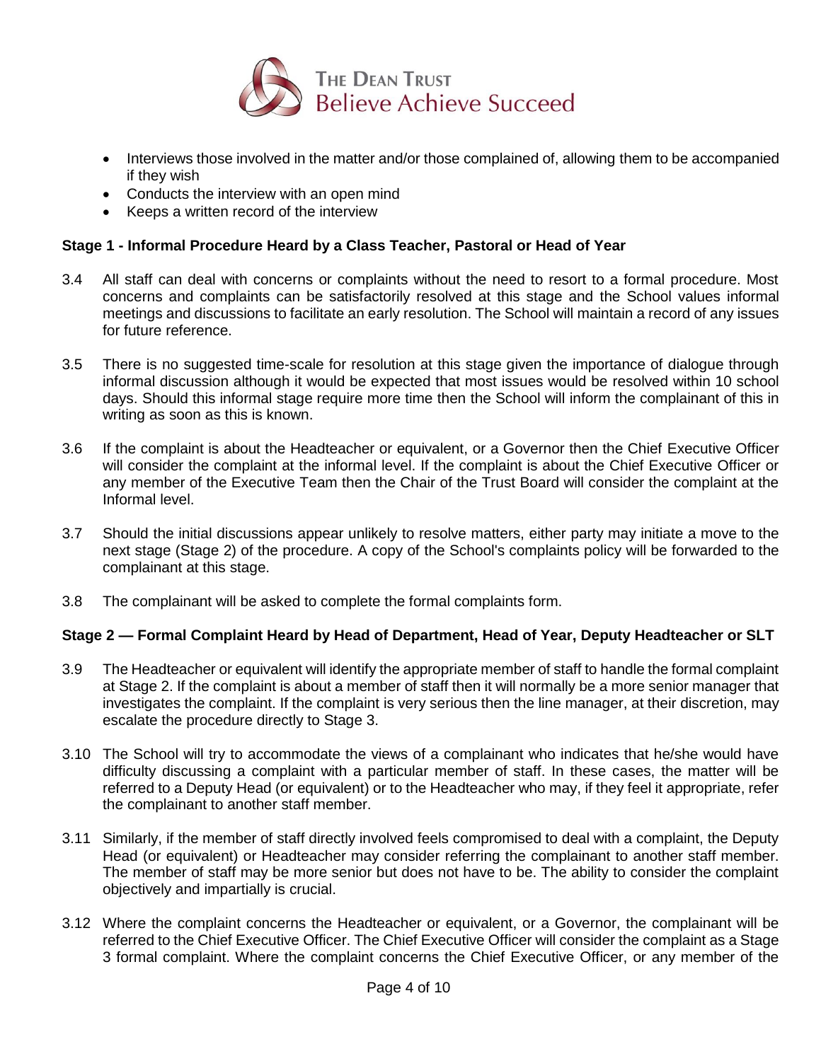- Interviews those involved in the matter and/or those complained of, allowing them to be accompanied if they wish
- Conducts the interview with an open mind
- Keeps a written record of the interview

**Stage 1 - Informal Procedure Heard by a Class Teacher, Pastoral or Head of Year**

3.4 All staff can deal with concerns or complaints without the need to resort to a formal procedure. Most concerns and complaints can be satisfactorily resolved at this stage and the School values informal meetings and discussions to facilitate an early resolution. The School will maintain a record of any issues for future reference.

3.5 There is no suggested time-scale for resolution at this stage given the importance of dialogue through informal discussion although it would be expected that most issues would be resolved within 10 school days. Should this informal stage require more time then the School will inform the complainant of this in writing as soon as this is known.

3.6 If the complaint is about the Headteacher or equivalent, or a Governor then the Chief Executive Officer will consider the complaint at the informal level. If the complaint is about the Chief Executive Officer or any member of the Executive Team then the Chair of the Trust Board will consider the complaint at the Informal level.

3.7 Should the initial discussions appear unlikely to resolve matters, either party may initiate a move to the next stage (Stage 2) of the procedure. A copy of the School's complaints policy will be forwarded to the complainant at this stage.

3.8 The complainant will be asked to complete the formal complaints form.

**Stage 2 — Formal Complaint Heard by Head of Department, Head of Year, Deputy Headteacher or SLT**

3.9 The Headteacher or equivalent will identify the appropriate member of staff to handle the formal complaint at Stage 2. If the complaint is about a member of staff then it will normally be a more senior manager that investigates the complaint. If the complaint is very serious then the line manager, at their discretion, may escalate the procedure directly to Stage 3.

3.10 The School will try to accommodate the views of a complainant who indicates that he/she would have difficulty discussing a complaint with a particular member of staff. In these cases, the matter will be referred to a Deputy Head (or equivalent) or to the Headteacher who may, if they feel it appropriate, refer the complainant to another staff member.

3.11 Similarly, if the member of staff directly involved feels compromised to deal with a complaint, the Deputy Head (or equivalent) or Headteacher may consider referring the complainant to another staff member. The member of staff may be more senior but does not have to be. The ability to consider the complaint objectively and impartially is crucial.

3.12 Where the complaint concerns the Headteacher or equivalent, or a Governor, the complainant will be referred to the Chief Executive Officer. The Chief Executive Officer will consider the complaint as a Stage 3 formal complaint. Where the complaint concerns the Chief Executive Officer, or any member of the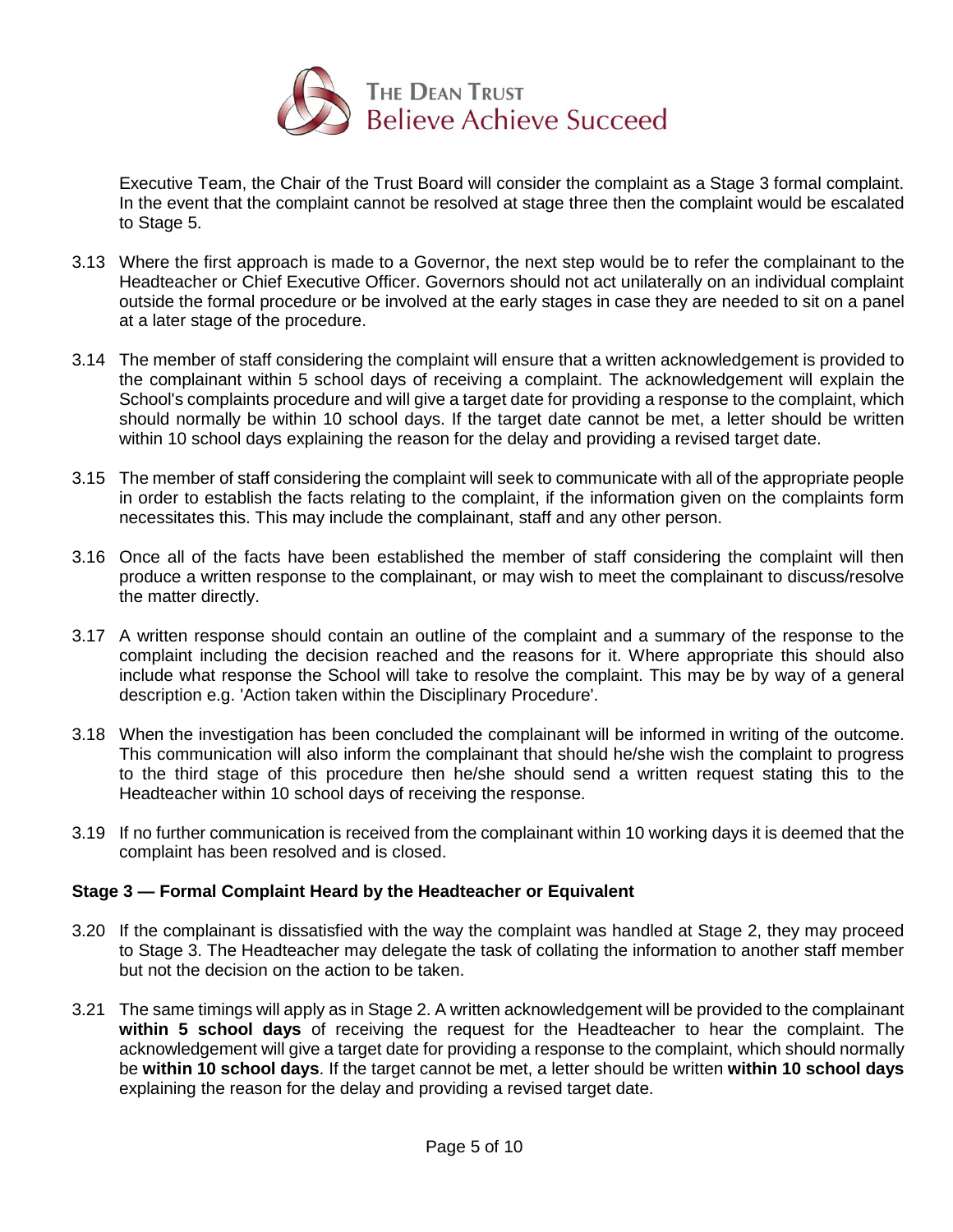Executive Team, the Chair of the Trust Board will consider the complaint as a Stage 3 formal complaint. In the event that the complaint cannot be resolved at stage three then the complaint would be escalated to Stage 5.

3.13 Where the first approach is made to a Governor, the next step would be to refer the complainant to the Headteacher or Chief Executive Officer. Governors should not act unilaterally on an individual complaint outside the formal procedure or be involved at the early stages in case they are needed to sit on a panel at a later stage of the procedure.

3.14 The member of staff considering the complaint will ensure that a written acknowledgement is provided to the complainant within 5 school days of receiving a complaint. The acknowledgement will explain the School's complaints procedure and will give a target date for providing a response to the complaint, which should normally be within 10 school days. If the target date cannot be met, a letter should be written within 10 school days explaining the reason for the delay and providing a revised target date.

3.15 The member of staff considering the complaint will seek to communicate with all of the appropriate people in order to establish the facts relating to the complaint, if the information given on the complaints form necessitates this. This may include the complainant, staff and any other person.

3.16 Once all of the facts have been established the member of staff considering the complaint will then produce a written response to the complainant, or may wish to meet the complainant to discuss/resolve the matter directly.

3.17 A written response should contain an outline of the complaint and a summary of the response to the complaint including the decision reached and the reasons for it. Where appropriate this should also include what response the School will take to resolve the complaint. This may be by way of a general description e.g. 'Action taken within the Disciplinary Procedure'.

3.18 When the investigation has been concluded the complainant will be informed in writing of the outcome. This communication will also inform the complainant that should he/she wish the complaint to progress to the third stage of this procedure then he/she should send a written request stating this to the Headteacher within 10 school days of receiving the response.

3.19 If no further communication is received from the complainant within 10 working days it is deemed that the complaint has been resolved and is closed.

**Stage 3 — Formal Complaint Heard by the Headteacher or Equivalent**

3.20 If the complainant is dissatisfied with the way the complaint was handled at Stage 2, they may proceed to Stage 3. The Headteacher may delegate the task of collating the information to another staff member but not the decision on the action to be taken.

3.21 The same timings will apply as in Stage 2. A written acknowledgement will be provided to the complainant **within 5 school days** of receiving the request for the Headteacher to hear the complaint. The acknowledgement will give a target date for providing a response to the complaint, which should normally be **within 10 school days**. If the target cannot be met, a letter should be written **within 10 school days** explaining the reason for the delay and providing a revised target date.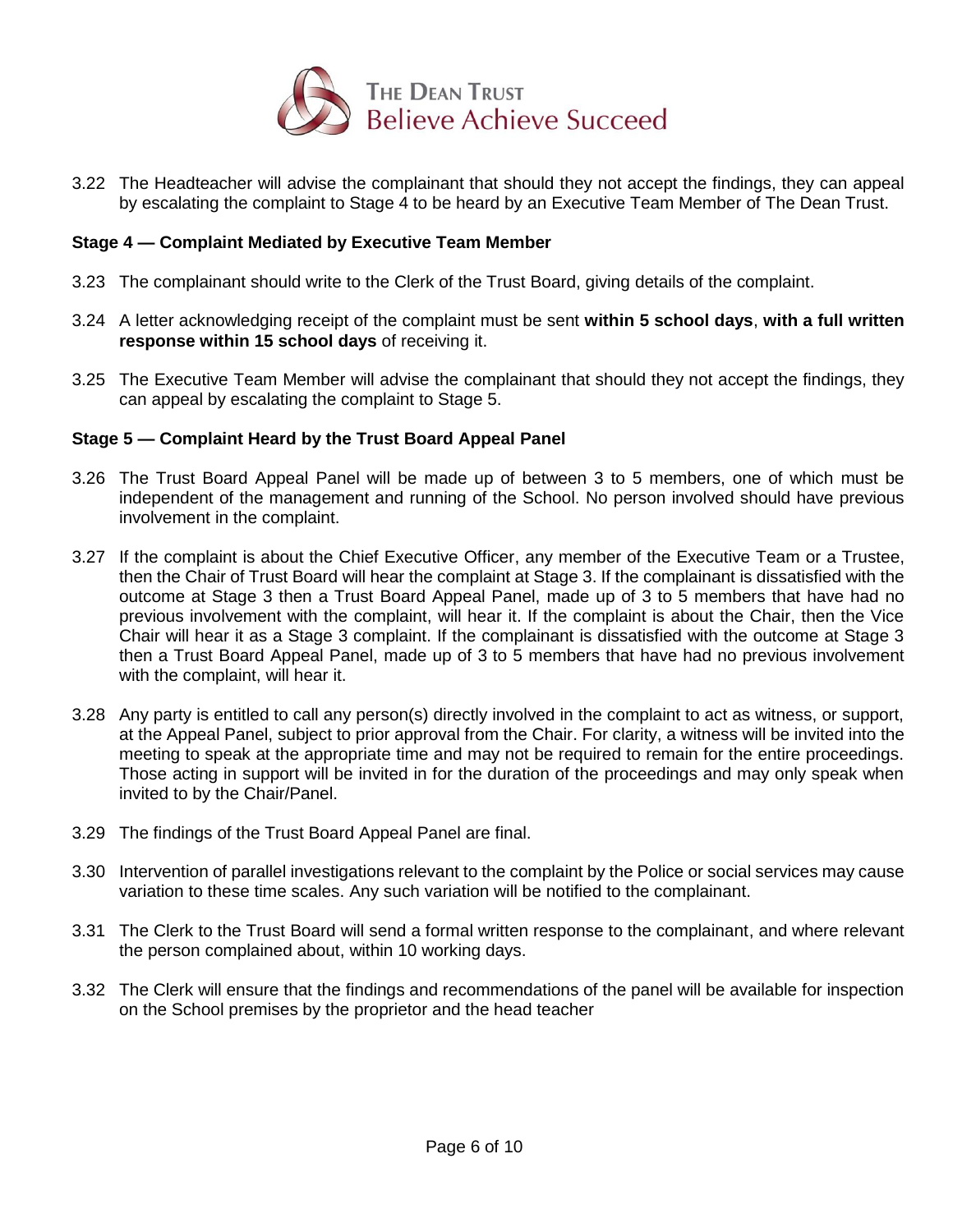3.22 The Headteacher will advise the complainant that should they not accept the findings, they can appeal by escalating the complaint to Stage 4 to be heard by an Executive Team Member of The Dean Trust.

### Stage 4 — Complaint Mediated by Executive Team Member

3.23 The complainant should write to the Clerk of the Trust Board, giving details of the complaint.

3.24 A letter acknowledging receipt of the complaint must be sent **within 5 school days**, **with a full written response within 15 school days** of receiving it.

3.25 The Executive Team Member will advise the complainant that should they not accept the findings, they can appeal by escalating the complaint to Stage 5.

### Stage 5 — Complaint Heard by the Trust Board Appeal Panel

3.26 The Trust Board Appeal Panel will be made up of between 3 to 5 members, one of which must be independent of the management and running of the School. No person involved should have previous involvement in the complaint.

3.27 If the complaint is about the Chief Executive Officer, any member of the Executive Team or a Trustee, then the Chair of Trust Board will hear the complaint at Stage 3. If the complainant is dissatisfied with the outcome at Stage 3 then a Trust Board Appeal Panel, made up of 3 to 5 members that have had no previous involvement with the complaint, will hear it. If the complaint is about the Chair, then the Vice Chair will hear it as a Stage 3 complaint. If the complainant is dissatisfied with the outcome at Stage 3 then a Trust Board Appeal Panel, made up of 3 to 5 members that have had no previous involvement with the complaint, will hear it.

3.28 Any party is entitled to call any person(s) directly involved in the complaint to act as witness, or support, at the Appeal Panel, subject to prior approval from the Chair. For clarity, a witness will be invited into the meeting to speak at the appropriate time and may not be required to remain for the entire proceedings. Those acting in support will be invited in for the duration of the proceedings and may only speak when invited to by the Chair/Panel.

3.29 The findings of the Trust Board Appeal Panel are final.

3.30 Intervention of parallel investigations relevant to the complaint by the Police or social services may cause variation to these time scales. Any such variation will be notified to the complainant.

3.31 The Clerk to the Trust Board will send a formal written response to the complainant, and where relevant the person complained about, within 10 working days.

3.32 The Clerk will ensure that the findings and recommendations of the panel will be available for inspection on the School premises by the proprietor and the head teacher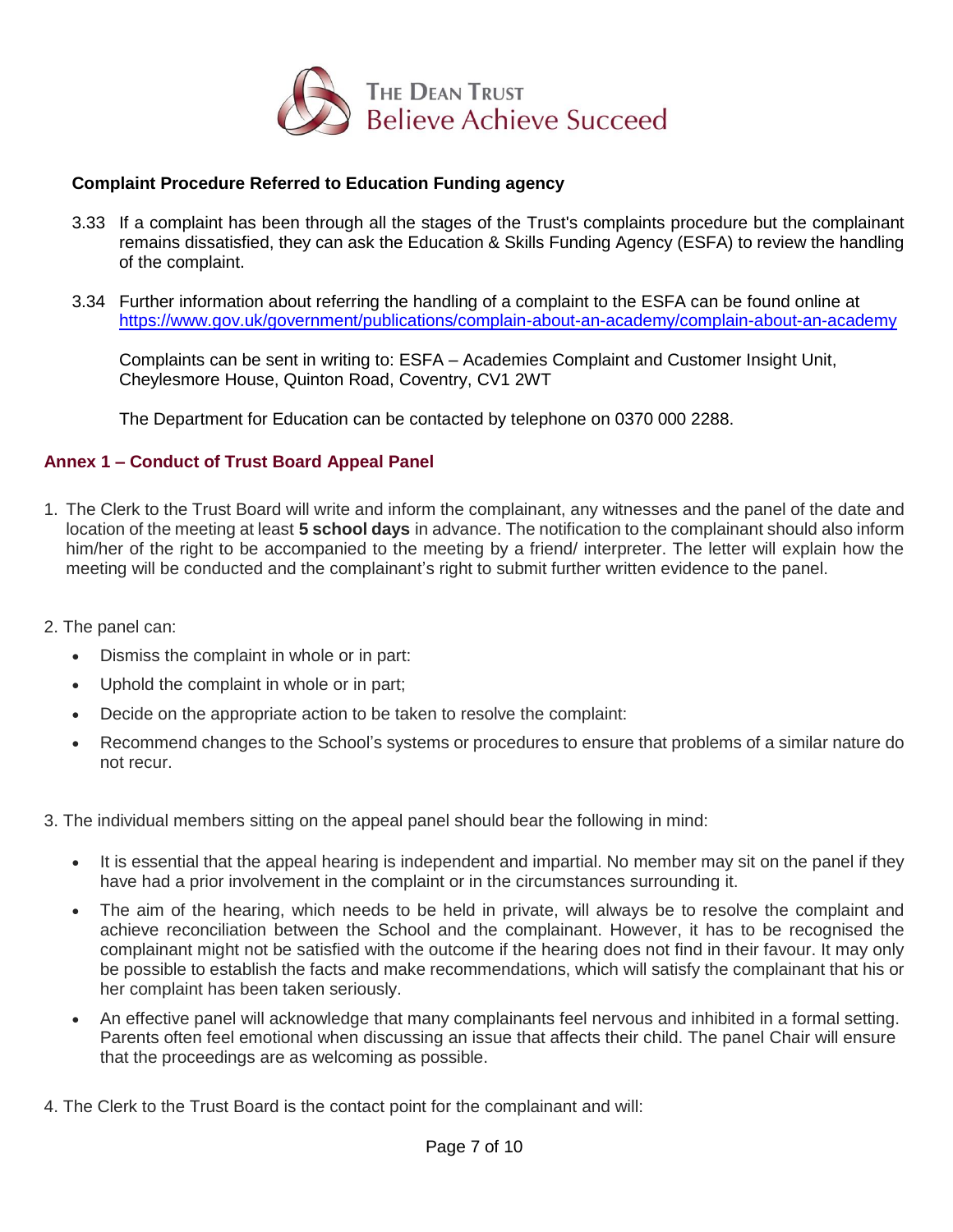**Complaint Procedure Referred to Education Funding agency**

3.33 If a complaint has been through all the stages of the Trust's complaints procedure but the complainant remains dissatisfied, they can ask the Education & Skills Funding Agency (ESFA) to review the handling of the complaint.

3.34 Further information about referring the handling of a complaint to the ESFA can be found online at https://www.gov.uk/government/publications/complain-about-an-academy/complain-about-an-academy

Complaints can be sent in writing to: ESFA – Academies Complaint and Customer Insight Unit, Cheylesmore House, Quinton Road, Coventry, CV1 2WT

The Department for Education can be contacted by telephone on 0370 000 2288.

## Annex 1 – Conduct of Trust Board Appeal Panel

1. The Clerk to the Trust Board will write and inform the complainant, any witnesses and the panel of the date and location of the meeting at least **5 school days** in advance. The notification to the complainant should also inform him/her of the right to be accompanied to the meeting by a friend/ interpreter. The letter will explain how the meeting will be conducted and the complainant's right to submit further written evidence to the panel.

2. The panel can:
   - Dismiss the complaint in whole or in part:
   - Uphold the complaint in whole or in part;
   - Decide on the appropriate action to be taken to resolve the complaint:
   - Recommend changes to the School's systems or procedures to ensure that problems of a similar nature do not recur.

3. The individual members sitting on the appeal panel should bear the following in mind:
   - It is essential that the appeal hearing is independent and impartial. No member may sit on the panel if they have had a prior involvement in the complaint or in the circumstances surrounding it.
   - The aim of the hearing, which needs to be held in private, will always be to resolve the complaint and achieve reconciliation between the School and the complainant. However, it has to be recognised the complainant might not be satisfied with the outcome if the hearing does not find in their favour. It may only be possible to establish the facts and make recommendations, which will satisfy the complainant that his or her complaint has been taken seriously.
   - An effective panel will acknowledge that many complainants feel nervous and inhibited in a formal setting. Parents often feel emotional when discussing an issue that affects their child. The panel Chair will ensure that the proceedings are as welcoming as possible.

4. The Clerk to the Trust Board is the contact point for the complainant and will: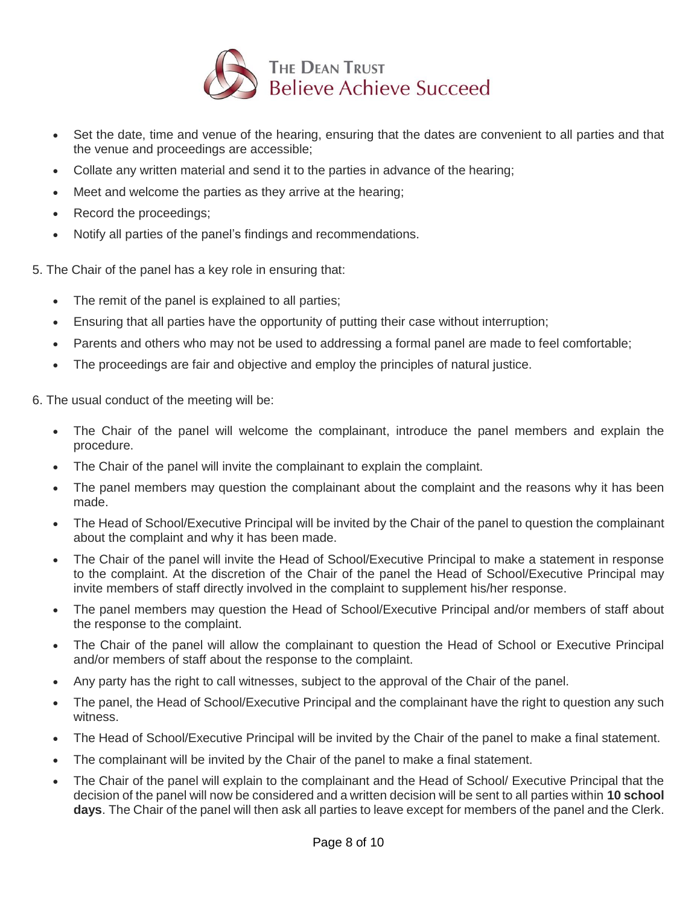- Set the date, time and venue of the hearing, ensuring that the dates are convenient to all parties and that the venue and proceedings are accessible;
- Collate any written material and send it to the parties in advance of the hearing;
- Meet and welcome the parties as they arrive at the hearing;
- Record the proceedings;
- Notify all parties of the panel's findings and recommendations.

5. The Chair of the panel has a key role in ensuring that:

- The remit of the panel is explained to all parties;
- Ensuring that all parties have the opportunity of putting their case without interruption;
- Parents and others who may not be used to addressing a formal panel are made to feel comfortable;
- The proceedings are fair and objective and employ the principles of natural justice.

6. The usual conduct of the meeting will be:

- The Chair of the panel will welcome the complainant, introduce the panel members and explain the procedure.
- The Chair of the panel will invite the complainant to explain the complaint.
- The panel members may question the complainant about the complaint and the reasons why it has been made.
- The Head of School/Executive Principal will be invited by the Chair of the panel to question the complainant about the complaint and why it has been made.
- The Chair of the panel will invite the Head of School/Executive Principal to make a statement in response to the complaint. At the discretion of the Chair of the panel the Head of School/Executive Principal may invite members of staff directly involved in the complaint to supplement his/her response.
- The panel members may question the Head of School/Executive Principal and/or members of staff about the response to the complaint.
- The Chair of the panel will allow the complainant to question the Head of School or Executive Principal and/or members of staff about the response to the complaint.
- Any party has the right to call witnesses, subject to the approval of the Chair of the panel.
- The panel, the Head of School/Executive Principal and the complainant have the right to question any such witness.
- The Head of School/Executive Principal will be invited by the Chair of the panel to make a final statement.
- The complainant will be invited by the Chair of the panel to make a final statement.
- The Chair of the panel will explain to the complainant and the Head of School/ Executive Principal that the decision of the panel will now be considered and a written decision will be sent to all parties within **10 school days**. The Chair of the panel will then ask all parties to leave except for members of the panel and the Clerk.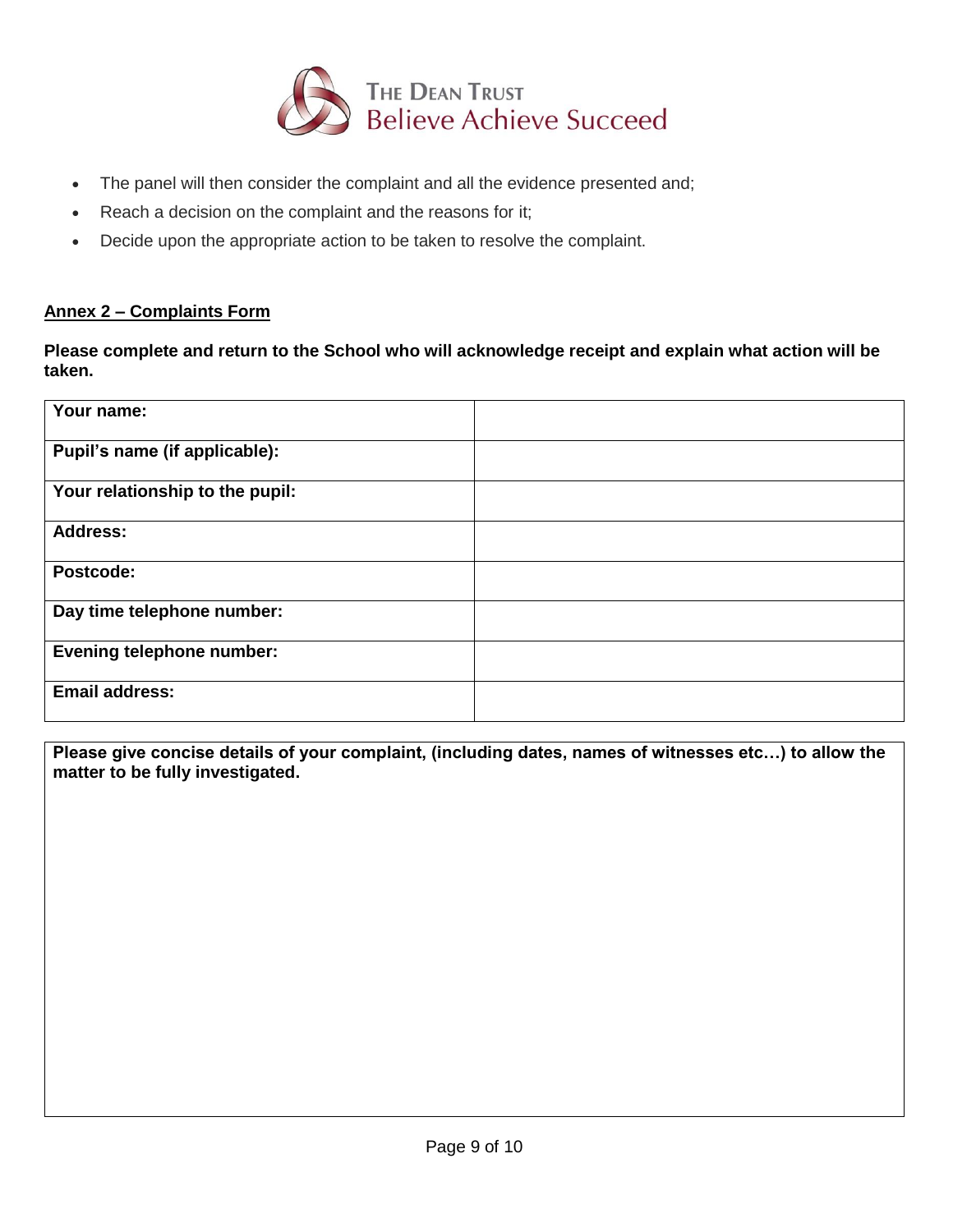- The panel will then consider the complaint and all the evidence presented and;
- Reach a decision on the complaint and the reasons for it;
- Decide upon the appropriate action to be taken to resolve the complaint.

**Annex 2 – Complaints Form**

**Please complete and return to the School who will acknowledge receipt and explain what action will be taken.**

| **Your name:** | |
|---|---|
| **Pupil's name (if applicable):** | |
| **Your relationship to the pupil:** | |
| **Address:** | |
| **Postcode:** | |
| **Day time telephone number:** | |
| **Evening telephone number:** | |
| **Email address:** | |

| **Please give concise details of your complaint, (including dates, names of witnesses etc…) to allow the matter to be fully investigated.** |
|---|
| |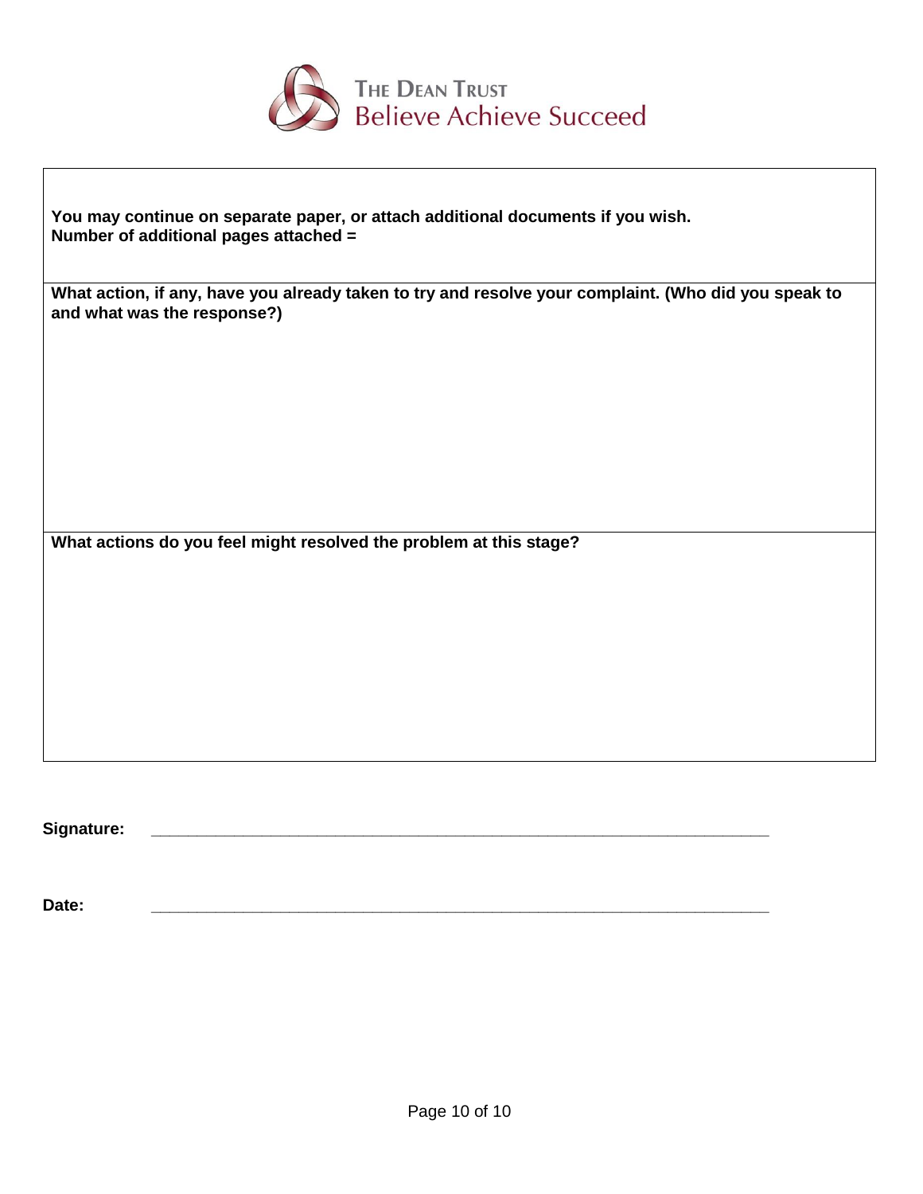THE DEAN TRUST
Believe Achieve Succeed

**You may continue on separate paper, or attach additional documents if you wish.**
**Number of additional pages attached =**

**What action, if any, have you already taken to try and resolve your complaint. (Who did you speak to and what was the response?)**

**What actions do you feel might resolved the problem at this stage?**

**Signature:** ___________________________________________________________

**Date:** ___________________________________________________________